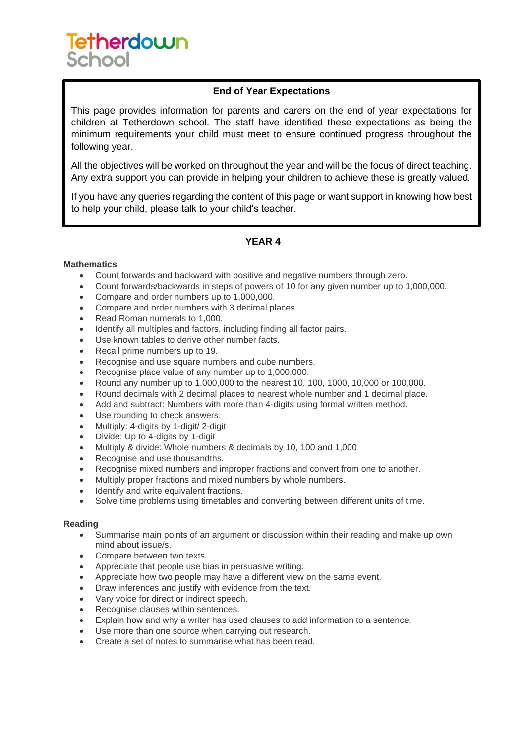# Tetherdown School

## End of Year Expectations

This page provides information for parents and carers on the end of year expectations for children at Tetherdown school. The staff have identified these expectations as being the minimum requirements your child must meet to ensure continued progress throughout the following year.

All the objectives will be worked on throughout the year and will be the focus of direct teaching. Any extra support you can provide in helping your children to achieve these is greatly valued.

If you have any queries regarding the content of this page or want support in knowing how best to help your child, please talk to your child's teacher.

## YEAR 4

### Mathematics

- Count forwards and backward with positive and negative numbers through zero.
- Count forwards/backwards in steps of powers of 10 for any given number up to 1,000,000.
- Compare and order numbers up to 1,000,000.
- Compare and order numbers with 3 decimal places.
- Read Roman numerals to 1,000.
- Identify all multiples and factors, including finding all factor pairs.
- Use known tables to derive other number facts.
- Recall prime numbers up to 19.
- Recognise and use square numbers and cube numbers.
- Recognise place value of any number up to 1,000,000.
- Round any number up to 1,000,000 to the nearest 10, 100, 1000, 10,000 or 100,000.
- Round decimals with 2 decimal places to nearest whole number and 1 decimal place.
- Add and subtract: Numbers with more than 4-digits using formal written method.
- Use rounding to check answers.
- Multiply: 4-digits by 1-digit/ 2-digit
- Divide: Up to 4-digits by 1-digit
- Multiply & divide: Whole numbers & decimals by 10, 100 and 1,000
- Recognise and use thousandths.
- Recognise mixed numbers and improper fractions and convert from one to another.
- Multiply proper fractions and mixed numbers by whole numbers.
- Identify and write equivalent fractions.
- Solve time problems using timetables and converting between different units of time.

### Reading

- Summarise main points of an argument or discussion within their reading and make up own mind about issue/s.
- Compare between two texts
- Appreciate that people use bias in persuasive writing.
- Appreciate how two people may have a different view on the same event.
- Draw inferences and justify with evidence from the text.
- Vary voice for direct or indirect speech.
- Recognise clauses within sentences.
- Explain how and why a writer has used clauses to add information to a sentence.
- Use more than one source when carrying out research.
- Create a set of notes to summarise what has been read.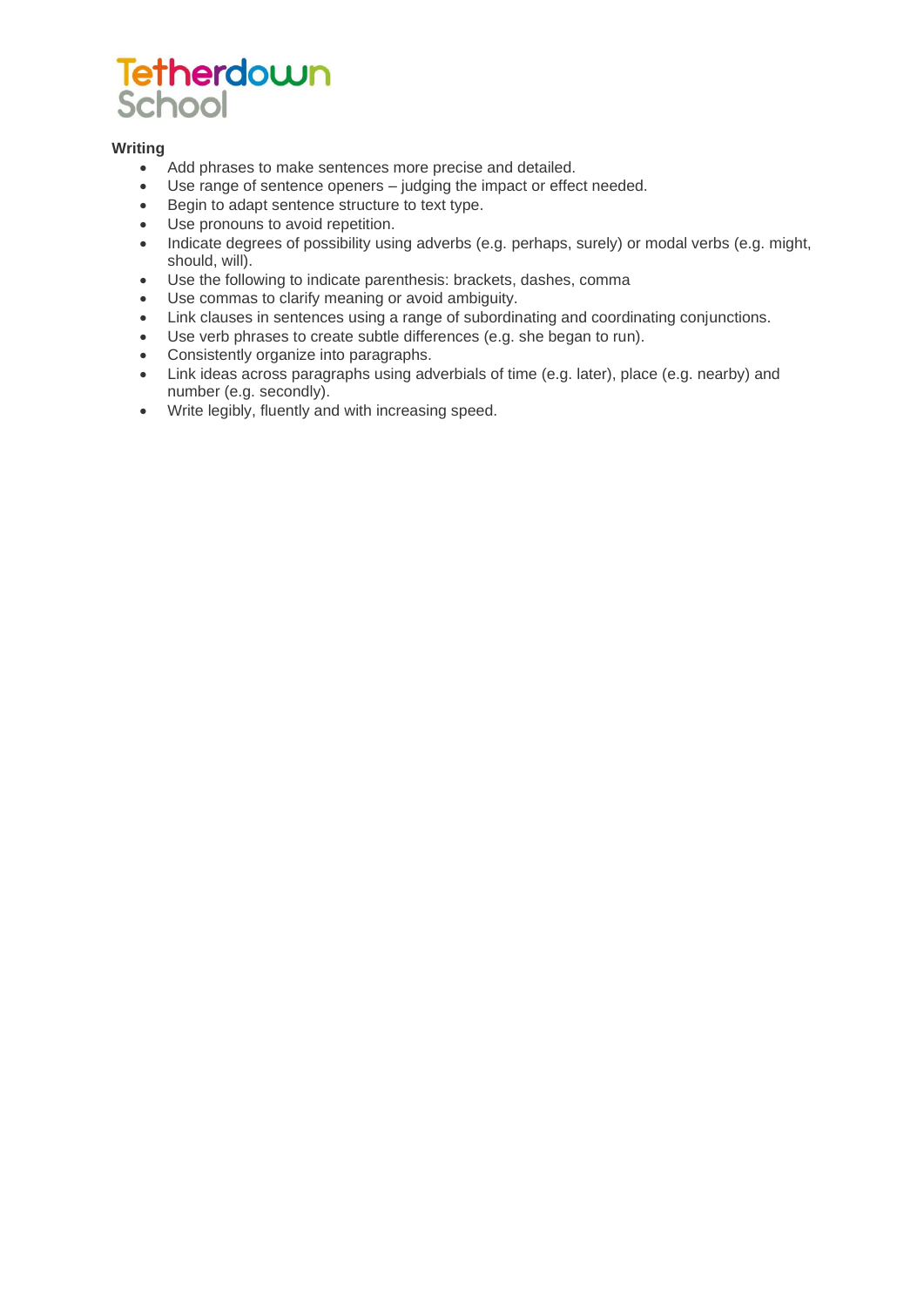Tetherdown School

**Writing**

- Add phrases to make sentences more precise and detailed.
- Use range of sentence openers – judging the impact or effect needed.
- Begin to adapt sentence structure to text type.
- Use pronouns to avoid repetition.
- Indicate degrees of possibility using adverbs (e.g. perhaps, surely) or modal verbs (e.g. might, should, will).
- Use the following to indicate parenthesis: brackets, dashes, comma
- Use commas to clarify meaning or avoid ambiguity.
- Link clauses in sentences using a range of subordinating and coordinating conjunctions.
- Use verb phrases to create subtle differences (e.g. she began to run).
- Consistently organize into paragraphs.
- Link ideas across paragraphs using adverbials of time (e.g. later), place (e.g. nearby) and number (e.g. secondly).
- Write legibly, fluently and with increasing speed.